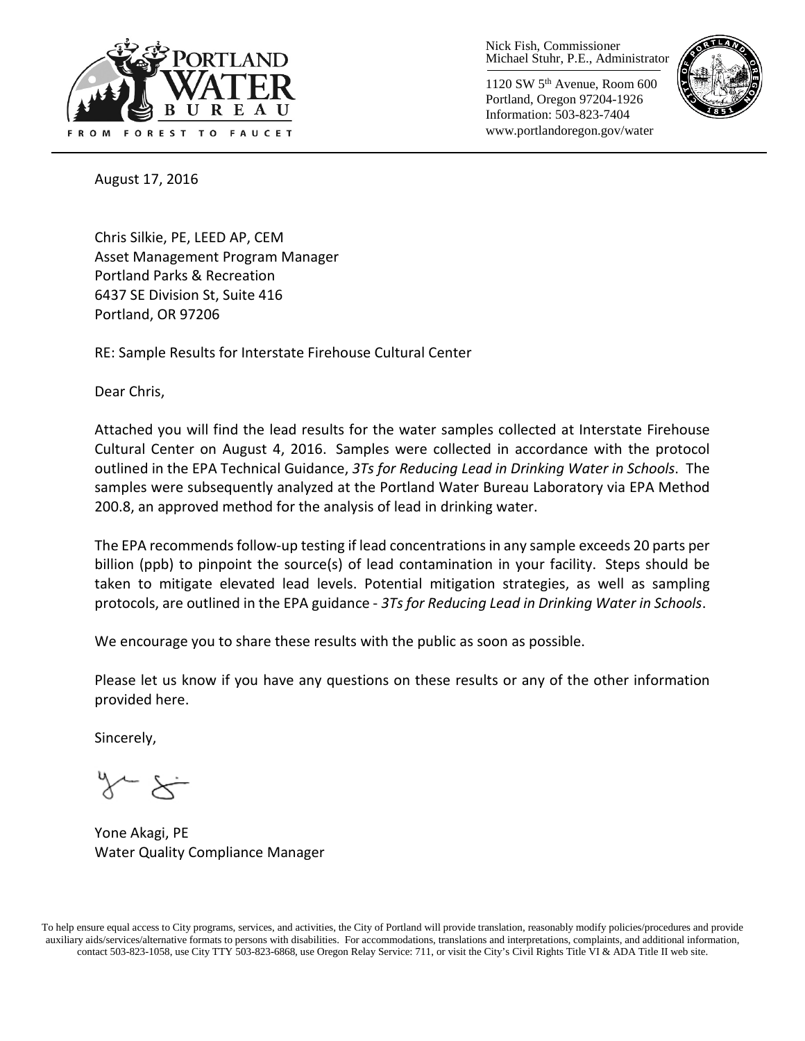PORTLAND WATER BUREAU

FROM FOREST TO FAUCET

Nick Fish, Commissioner
Michael Stuhr, P.E., Administrator

1120 SW 5th Avenue, Room 600
Portland, Oregon 97204-1926
Information: 503-823-7404
www.portlandoregon.gov/water

August 17, 2016

Chris Silkie, PE, LEED AP, CEM
Asset Management Program Manager
Portland Parks & Recreation
6437 SE Division St, Suite 416
Portland, OR 97206

RE: Sample Results for Interstate Firehouse Cultural Center

Dear Chris,

Attached you will find the lead results for the water samples collected at Interstate Firehouse Cultural Center on August 4, 2016. Samples were collected in accordance with the protocol outlined in the EPA Technical Guidance, *3Ts for Reducing Lead in Drinking Water in Schools*. The samples were subsequently analyzed at the Portland Water Bureau Laboratory via EPA Method 200.8, an approved method for the analysis of lead in drinking water.

The EPA recommends follow-up testing if lead concentrations in any sample exceeds 20 parts per billion (ppb) to pinpoint the source(s) of lead contamination in your facility. Steps should be taken to mitigate elevated lead levels. Potential mitigation strategies, as well as sampling protocols, are outlined in the EPA guidance - *3Ts for Reducing Lead in Drinking Water in Schools*.

We encourage you to share these results with the public as soon as possible.

Please let us know if you have any questions on these results or any of the other information provided here.

Sincerely,

Yone Akagi, PE
Water Quality Compliance Manager

To help ensure equal access to City programs, services, and activities, the City of Portland will provide translation, reasonably modify policies/procedures and provide auxiliary aids/services/alternative formats to persons with disabilities. For accommodations, translations and interpretations, complaints, and additional information, contact 503-823-1058, use City TTY 503-823-6868, use Oregon Relay Service: 711, or visit the City's Civil Rights Title VI & ADA Title II web site.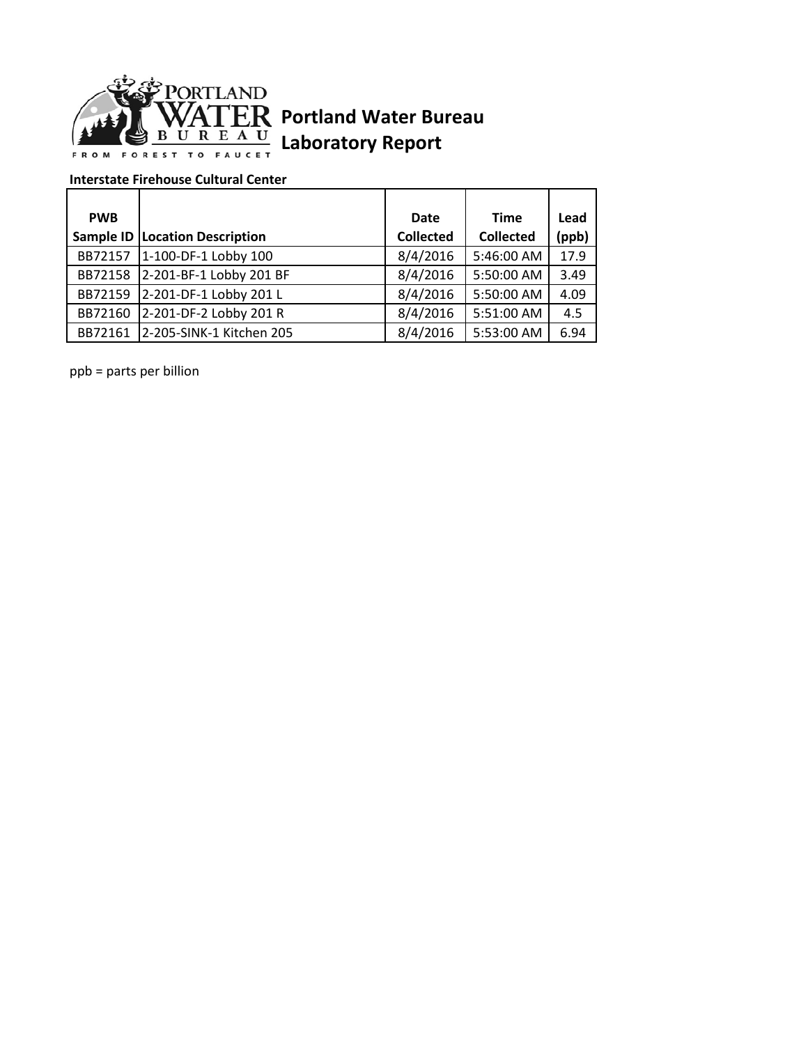# Portland Water Bureau Laboratory Report

PORTLAND WATER BUREAU

FROM FOREST TO FAUCET

**Interstate Firehouse Cultural Center**

| PWB Sample ID | Location Description | Date Collected | Time Collected | Lead (ppb) |
|---|---|---|---|---|
| BB72157 | 1-100-DF-1 Lobby 100 | 8/4/2016 | 5:46:00 AM | 17.9 |
| BB72158 | 2-201-BF-1 Lobby 201 BF | 8/4/2016 | 5:50:00 AM | 3.49 |
| BB72159 | 2-201-DF-1 Lobby 201 L | 8/4/2016 | 5:50:00 AM | 4.09 |
| BB72160 | 2-201-DF-2 Lobby 201 R | 8/4/2016 | 5:51:00 AM | 4.5 |
| BB72161 | 2-205-SINK-1 Kitchen 205 | 8/4/2016 | 5:53:00 AM | 6.94 |

ppb = parts per billion